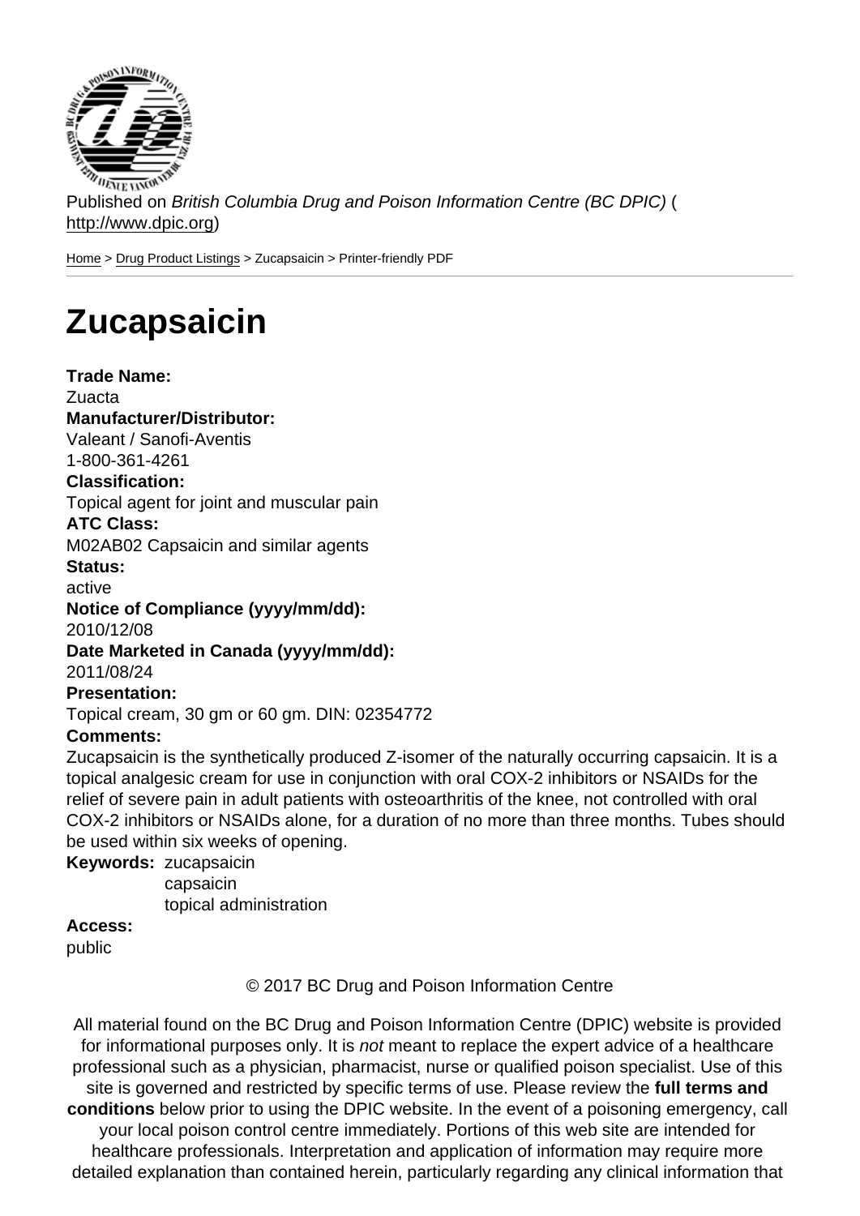Published on *British Columbia Drug and Poison Information Centre (BC DPIC)* (http://www.dpic.org)

Home > Drug Product Listings > Zucapsaicin > Printer-friendly PDF

# Zucapsaicin

**Trade Name:**
Zuacta
**Manufacturer/Distributor:**
Valeant / Sanofi-Aventis
1-800-361-4261
**Classification:**
Topical agent for joint and muscular pain
**ATC Class:**
M02AB02 Capsaicin and similar agents
**Status:**
active
**Notice of Compliance (yyyy/mm/dd):**
2010/12/08
**Date Marketed in Canada (yyyy/mm/dd):**
2011/08/24
**Presentation:**
Topical cream, 30 gm or 60 gm. DIN: 02354772
**Comments:**
Zucapsaicin is the synthetically produced Z-isomer of the naturally occurring capsaicin. It is a topical analgesic cream for use in conjunction with oral COX-2 inhibitors or NSAIDs for the relief of severe pain in adult patients with osteoarthritis of the knee, not controlled with oral COX-2 inhibitors or NSAIDs alone, for a duration of no more than three months. Tubes should be used within six weeks of opening.
**Keywords:** zucapsaicin
capsaicin
topical administration
**Access:**
public

© 2017 BC Drug and Poison Information Centre

All material found on the BC Drug and Poison Information Centre (DPIC) website is provided for informational purposes only. It is *not* meant to replace the expert advice of a healthcare professional such as a physician, pharmacist, nurse or qualified poison specialist. Use of this site is governed and restricted by specific terms of use. Please review the **full terms and conditions** below prior to using the DPIC website. In the event of a poisoning emergency, call your local poison control centre immediately. Portions of this web site are intended for healthcare professionals. Interpretation and application of information may require more detailed explanation than contained herein, particularly regarding any clinical information that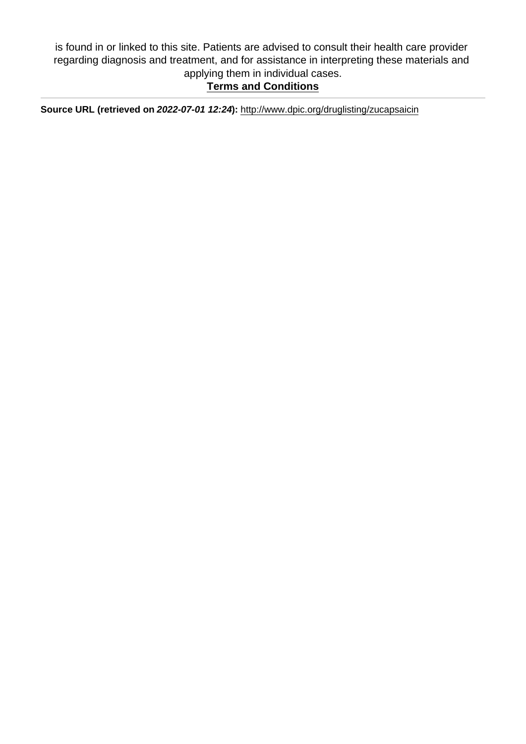is found in or linked to this site. Patients are advised to consult their health care provider regarding diagnosis and treatment, and for assistance in interpreting these materials and applying them in individual cases.

**Terms and Conditions**

---

**Source URL (retrieved on *2022-07-01 12:24*):** http://www.dpic.org/druglisting/zucapsaicin